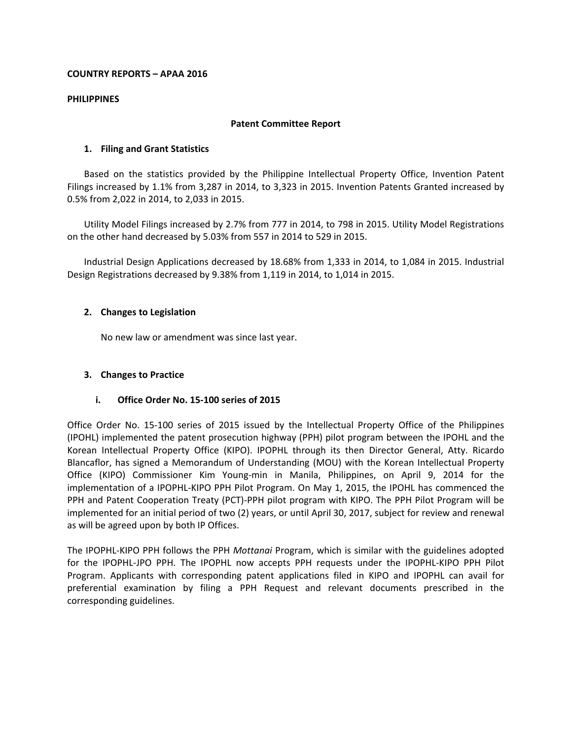**COUNTRY REPORTS – APAA 2016**

**PHILIPPINES**

## Patent Committee Report

### 1. Filing and Grant Statistics

Based on the statistics provided by the Philippine Intellectual Property Office, Invention Patent Filings increased by 1.1% from 3,287 in 2014, to 3,323 in 2015. Invention Patents Granted increased by 0.5% from 2,022 in 2014, to 2,033 in 2015.

Utility Model Filings increased by 2.7% from 777 in 2014, to 798 in 2015. Utility Model Registrations on the other hand decreased by 5.03% from 557 in 2014 to 529 in 2015.

Industrial Design Applications decreased by 18.68% from 1,333 in 2014, to 1,084 in 2015. Industrial Design Registrations decreased by 9.38% from 1,119 in 2014, to 1,014 in 2015.

### 2. Changes to Legislation

No new law or amendment was since last year.

### 3. Changes to Practice

#### i. Office Order No. 15-100 series of 2015

Office Order No. 15-100 series of 2015 issued by the Intellectual Property Office of the Philippines (IPOHL) implemented the patent prosecution highway (PPH) pilot program between the IPOHL and the Korean Intellectual Property Office (KIPO). IPOPHL through its then Director General, Atty. Ricardo Blancaflor, has signed a Memorandum of Understanding (MOU) with the Korean Intellectual Property Office (KIPO) Commissioner Kim Young-min in Manila, Philippines, on April 9, 2014 for the implementation of a IPOPHL-KIPO PPH Pilot Program. On May 1, 2015, the IPOHL has commenced the PPH and Patent Cooperation Treaty (PCT)-PPH pilot program with KIPO. The PPH Pilot Program will be implemented for an initial period of two (2) years, or until April 30, 2017, subject for review and renewal as will be agreed upon by both IP Offices.

The IPOPHL-KIPO PPH follows the PPH *Mottanai* Program, which is similar with the guidelines adopted for the IPOPHL-JPO PPH. The IPOPHL now accepts PPH requests under the IPOPHL-KIPO PPH Pilot Program. Applicants with corresponding patent applications filed in KIPO and IPOPHL can avail for preferential examination by filing a PPH Request and relevant documents prescribed in the corresponding guidelines.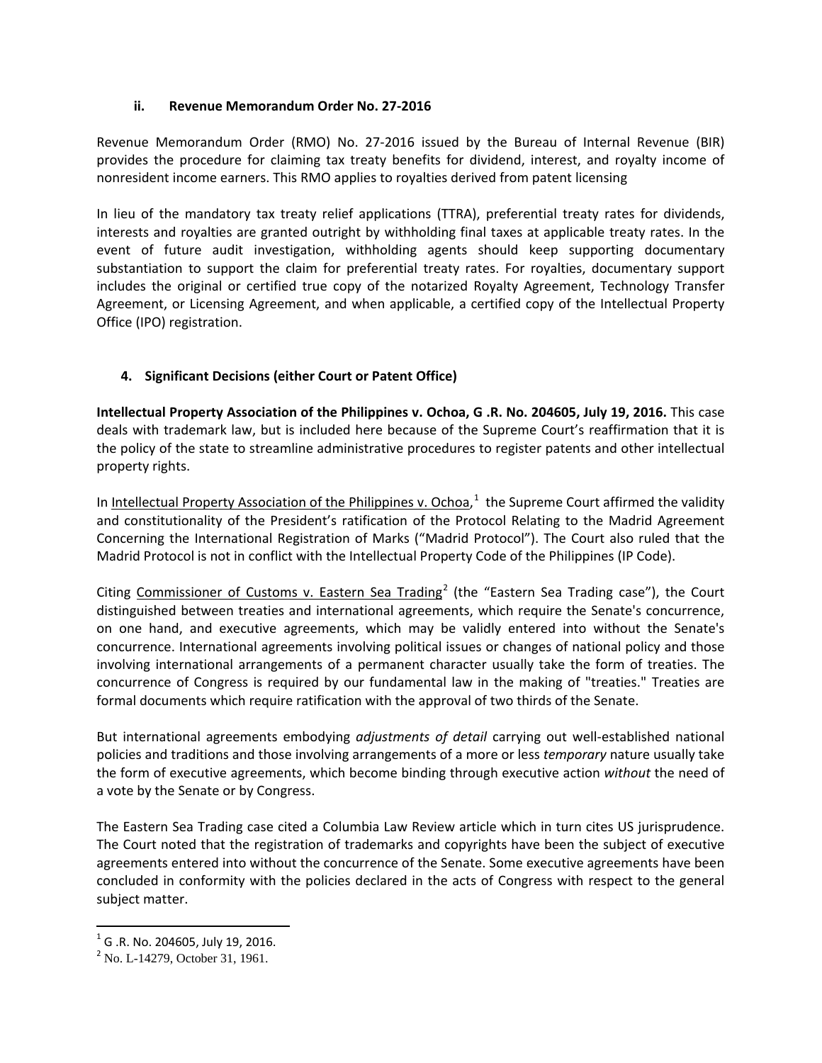### ii. Revenue Memorandum Order No. 27-2016

Revenue Memorandum Order (RMO) No. 27-2016 issued by the Bureau of Internal Revenue (BIR) provides the procedure for claiming tax treaty benefits for dividend, interest, and royalty income of nonresident income earners. This RMO applies to royalties derived from patent licensing

In lieu of the mandatory tax treaty relief applications (TTRA), preferential treaty rates for dividends, interests and royalties are granted outright by withholding final taxes at applicable treaty rates. In the event of future audit investigation, withholding agents should keep supporting documentary substantiation to support the claim for preferential treaty rates. For royalties, documentary support includes the original or certified true copy of the notarized Royalty Agreement, Technology Transfer Agreement, or Licensing Agreement, and when applicable, a certified copy of the Intellectual Property Office (IPO) registration.

## 4. Significant Decisions (either Court or Patent Office)

**Intellectual Property Association of the Philippines v. Ochoa, G .R. No. 204605, July 19, 2016.** This case deals with trademark law, but is included here because of the Supreme Court's reaffirmation that it is the policy of the state to streamline administrative procedures to register patents and other intellectual property rights.

In Intellectual Property Association of the Philippines v. Ochoa,[1] the Supreme Court affirmed the validity and constitutionality of the President's ratification of the Protocol Relating to the Madrid Agreement Concerning the International Registration of Marks ("Madrid Protocol"). The Court also ruled that the Madrid Protocol is not in conflict with the Intellectual Property Code of the Philippines (IP Code).

Citing Commissioner of Customs v. Eastern Sea Trading[2] (the "Eastern Sea Trading case"), the Court distinguished between treaties and international agreements, which require the Senate's concurrence, on one hand, and executive agreements, which may be validly entered into without the Senate's concurrence. International agreements involving political issues or changes of national policy and those involving international arrangements of a permanent character usually take the form of treaties. The concurrence of Congress is required by our fundamental law in the making of "treaties." Treaties are formal documents which require ratification with the approval of two thirds of the Senate.

But international agreements embodying *adjustments of detail* carrying out well-established national policies and traditions and those involving arrangements of a more or less *temporary* nature usually take the form of executive agreements, which become binding through executive action *without* the need of a vote by the Senate or by Congress.

The Eastern Sea Trading case cited a Columbia Law Review article which in turn cites US jurisprudence. The Court noted that the registration of trademarks and copyrights have been the subject of executive agreements entered into without the concurrence of the Senate. Some executive agreements have been concluded in conformity with the policies declared in the acts of Congress with respect to the general subject matter.

[1] G .R. No. 204605, July 19, 2016.

[2] No. L-14279, October 31, 1961.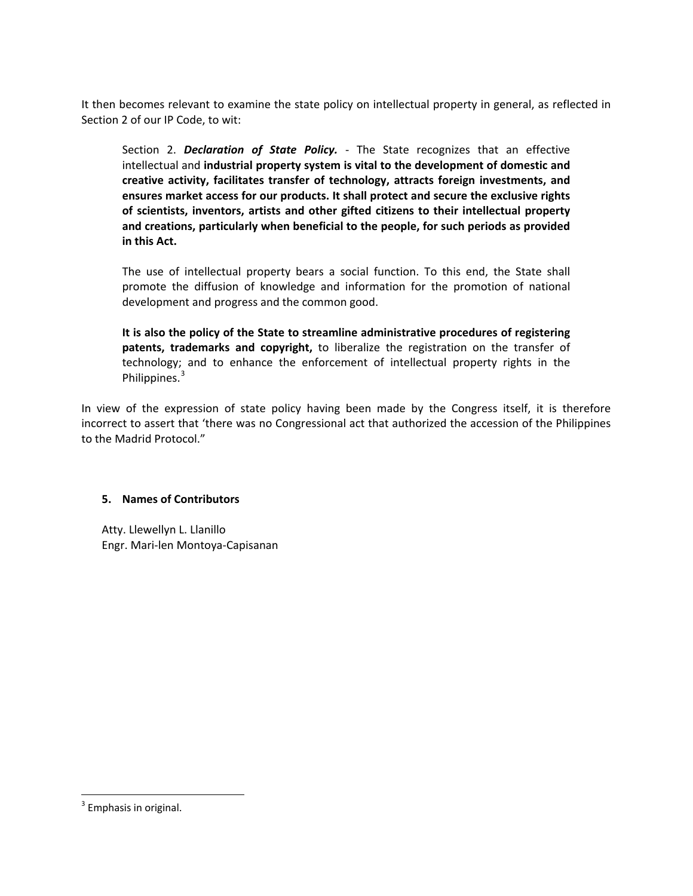It then becomes relevant to examine the state policy on intellectual property in general, as reflected in Section 2 of our IP Code, to wit:

> Section 2. ***Declaration of State Policy.*** - The State recognizes that an effective intellectual and **industrial property system is vital to the development of domestic and creative activity, facilitates transfer of technology, attracts foreign investments, and ensures market access for our products. It shall protect and secure the exclusive rights of scientists, inventors, artists and other gifted citizens to their intellectual property and creations, particularly when beneficial to the people, for such periods as provided in this Act.**
>
> The use of intellectual property bears a social function. To this end, the State shall promote the diffusion of knowledge and information for the promotion of national development and progress and the common good.
>
> **It is also the policy of the State to streamline administrative procedures of registering patents, trademarks and copyright,** to liberalize the registration on the transfer of technology; and to enhance the enforcement of intellectual property rights in the Philippines.[3]

In view of the expression of state policy having been made by the Congress itself, it is therefore incorrect to assert that 'there was no Congressional act that authorized the accession of the Philippines to the Madrid Protocol."

### 5. Names of Contributors

Atty. Llewellyn L. Llanillo
Engr. Mari-len Montoya-Capisanan

---

[3] Emphasis in original.